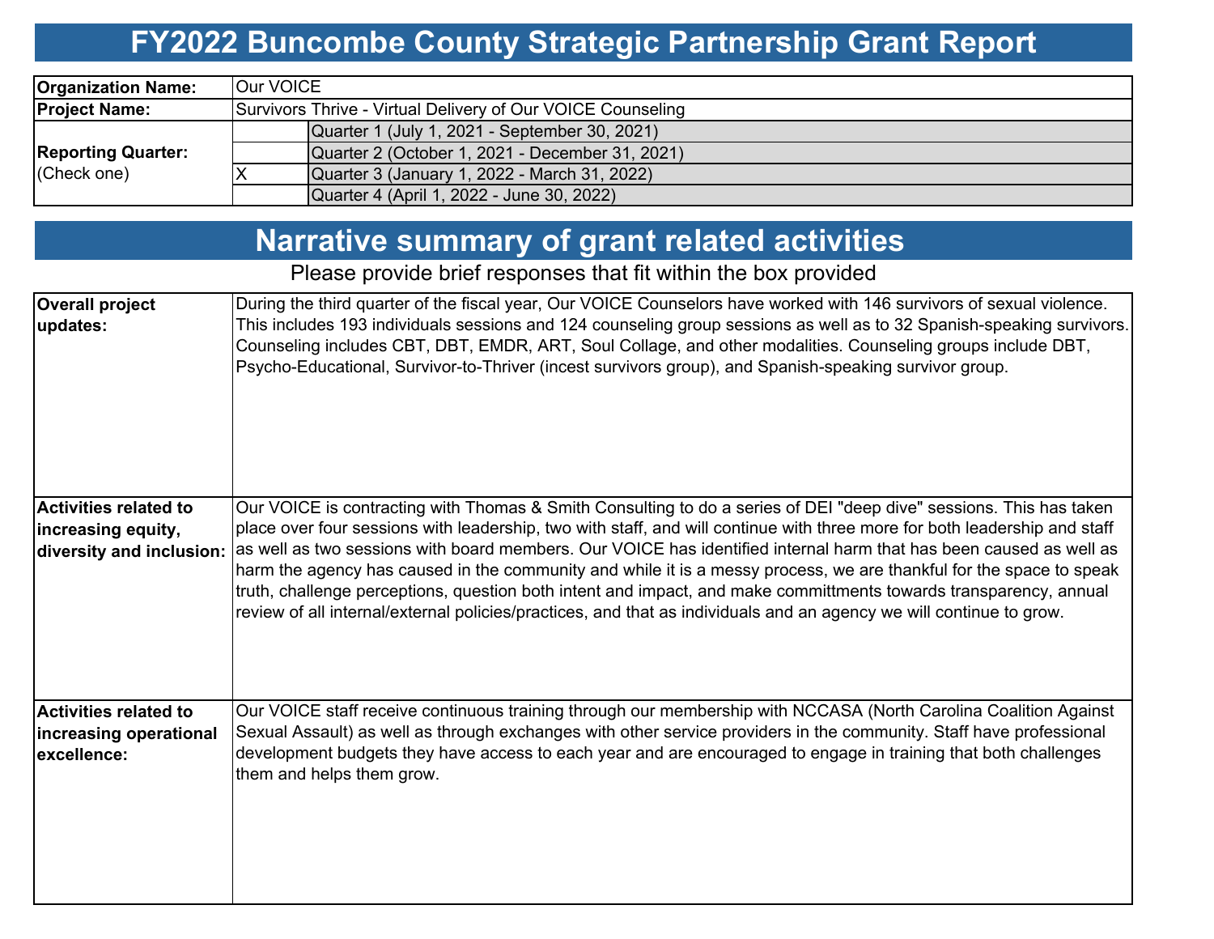# FY2022 Buncombe County Strategic Partnership Grant Report

| | | |
|---|---|---|
| **Organization Name:** | Our VOICE | |
| **Project Name:** | Survivors Thrive - Virtual Delivery of Our VOICE Counseling | |
| **Reporting Quarter:** (Check one) | | Quarter 1 (July 1, 2021 - September 30, 2021) |
| | | Quarter 2 (October 1, 2021 - December 31, 2021) |
| | X | Quarter 3 (January 1, 2022 - March 31, 2022) |
| | | Quarter 4 (April 1, 2022 - June 30, 2022) |

# Narrative summary of grant related activities

Please provide brief responses that fit within the box provided

| | |
|---|---|
| **Overall project updates:** | During the third quarter of the fiscal year, Our VOICE Counselors have worked with 146 survivors of sexual violence. This includes 193 individuals sessions and 124 counseling group sessions as well as to 32 Spanish-speaking survivors. Counseling includes CBT, DBT, EMDR, ART, Soul Collage, and other modalities. Counseling groups include DBT, Psycho-Educational, Survivor-to-Thriver (incest survivors group), and Spanish-speaking survivor group. |
| **Activities related to increasing equity, diversity and inclusion:** | Our VOICE is contracting with Thomas & Smith Consulting to do a series of DEI "deep dive" sessions. This has taken place over four sessions with leadership, two with staff, and will continue with three more for both leadership and staff as well as two sessions with board members. Our VOICE has identified internal harm that has been caused as well as harm the agency has caused in the community and while it is a messy process, we are thankful for the space to speak truth, challenge perceptions, question both intent and impact, and make committments towards transparency, annual review of all internal/external policies/practices, and that as individuals and an agency we will continue to grow. |
| **Activities related to increasing operational excellence:** | Our VOICE staff receive continuous training through our membership with NCCASA (North Carolina Coalition Against Sexual Assault) as well as through exchanges with other service providers in the community. Staff have professional development budgets they have access to each year and are encouraged to engage in training that both challenges them and helps them grow. |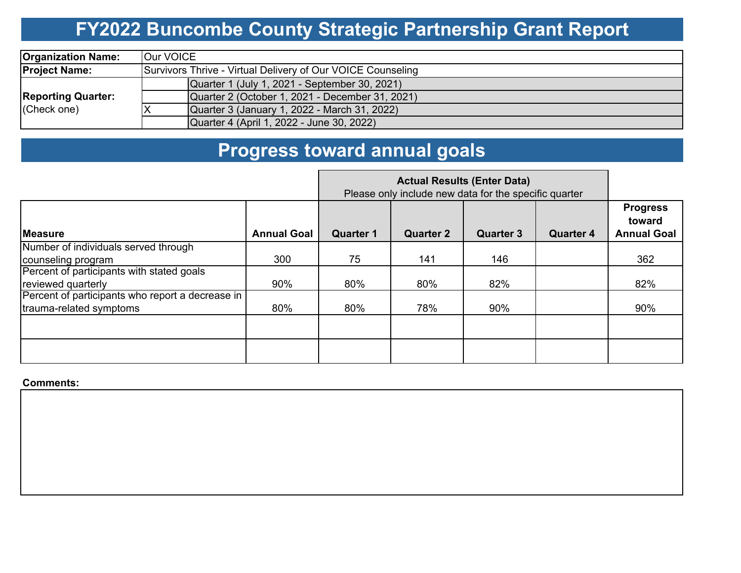# FY2022 Buncombe County Strategic Partnership Grant Report

| | | |
|---|---|---|
| **Organization Name:** | Our VOICE | |
| **Project Name:** | Survivors Thrive - Virtual Delivery of Our VOICE Counseling | |
| **Reporting Quarter:** (Check one) | | Quarter 1 (July 1, 2021 - September 30, 2021) |
| | | Quarter 2 (October 1, 2021 - December 31, 2021) |
| | X | Quarter 3 (January 1, 2022 - March 31, 2022) |
| | | Quarter 4 (April 1, 2022 - June 30, 2022) |

# Progress toward annual goals

| | | **Actual Results (Enter Data)** Please only include new data for the specific quarter | | | | |
|---|---|---|---|---|---|---|
| **Measure** | **Annual Goal** | **Quarter 1** | **Quarter 2** | **Quarter 3** | **Quarter 4** | **Progress toward Annual Goal** |
| Number of individuals served through counseling program | 300 | 75 | 141 | 146 | | 362 |
| Percent of participants with stated goals reviewed quarterly | 90% | 80% | 80% | 82% | | 82% |
| Percent of participants who report a decrease in trauma-related symptoms | 80% | 80% | 78% | 90% | | 90% |
| | | | | | | |
| | | | | | | |

**Comments:**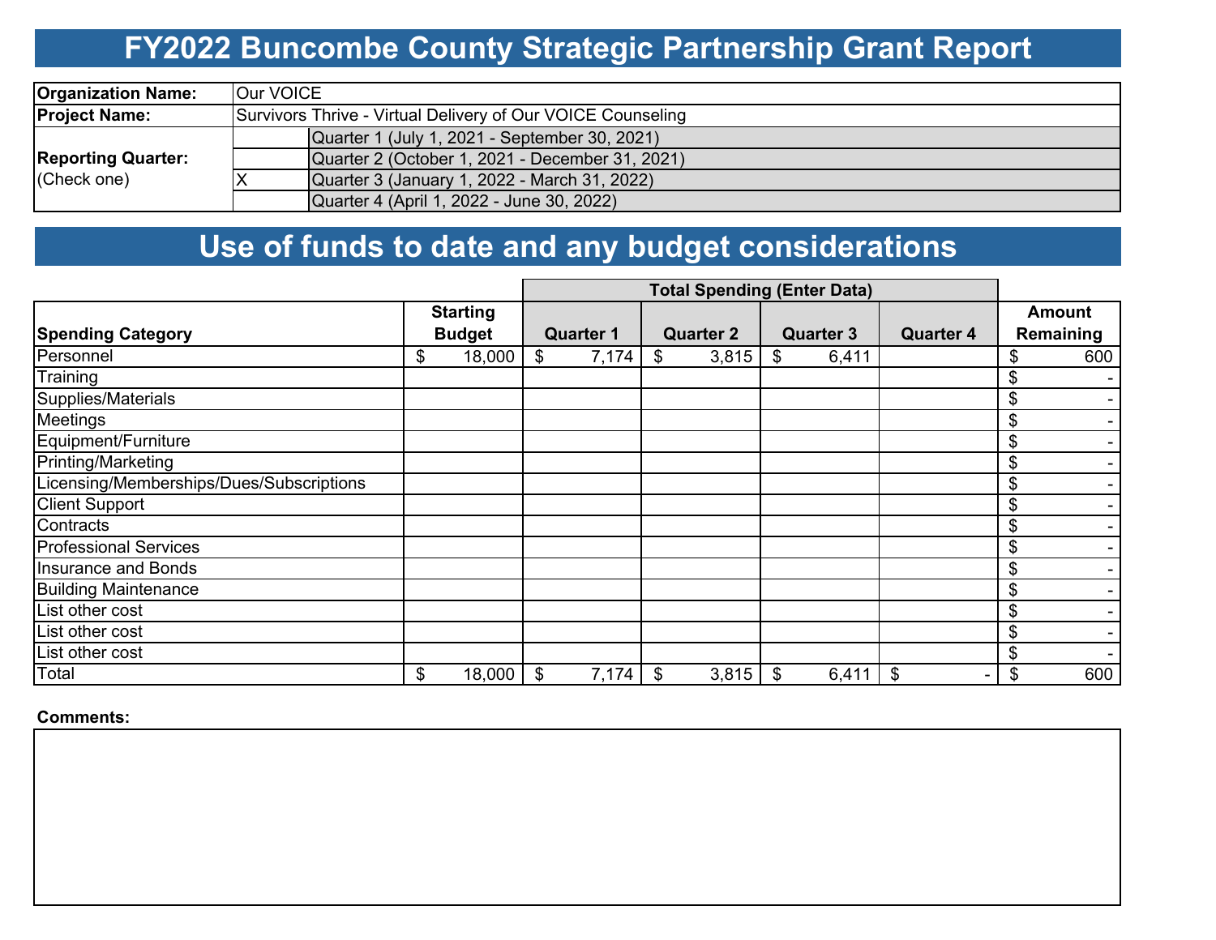# FY2022 Buncombe County Strategic Partnership Grant Report

| | | |
|---|---|---|
| **Organization Name:** | Our VOICE | |
| **Project Name:** | Survivors Thrive - Virtual Delivery of Our VOICE Counseling | |
| **Reporting Quarter:** (Check one) | | Quarter 1 (July 1, 2021 - September 30, 2021) |
| | | Quarter 2 (October 1, 2021 - December 31, 2021) |
| | X | Quarter 3 (January 1, 2022 - March 31, 2022) |
| | | Quarter 4 (April 1, 2022 - June 30, 2022) |

## Use of funds to date and any budget considerations

| | | Total Spending (Enter Data) | | | | |
|---|---|---|---|---|---|---|
| **Spending Category** | **Starting Budget** | **Quarter 1** | **Quarter 2** | **Quarter 3** | **Quarter 4** | **Amount Remaining** |
| Personnel | $ 18,000 | $ 7,174 | $ 3,815 | $ 6,411 | | $ 600 |
| Training | | | | | | $ - |
| Supplies/Materials | | | | | | $ - |
| Meetings | | | | | | $ - |
| Equipment/Furniture | | | | | | $ - |
| Printing/Marketing | | | | | | $ - |
| Licensing/Memberships/Dues/Subscriptions | | | | | | $ - |
| Client Support | | | | | | $ - |
| Contracts | | | | | | $ - |
| Professional Services | | | | | | $ - |
| Insurance and Bonds | | | | | | $ - |
| Building Maintenance | | | | | | $ - |
| List other cost | | | | | | $ - |
| List other cost | | | | | | $ - |
| List other cost | | | | | | $ - |
| Total | $ 18,000 | $ 7,174 | $ 3,815 | $ 6,411 | $ - | $ 600 |

**Comments:**